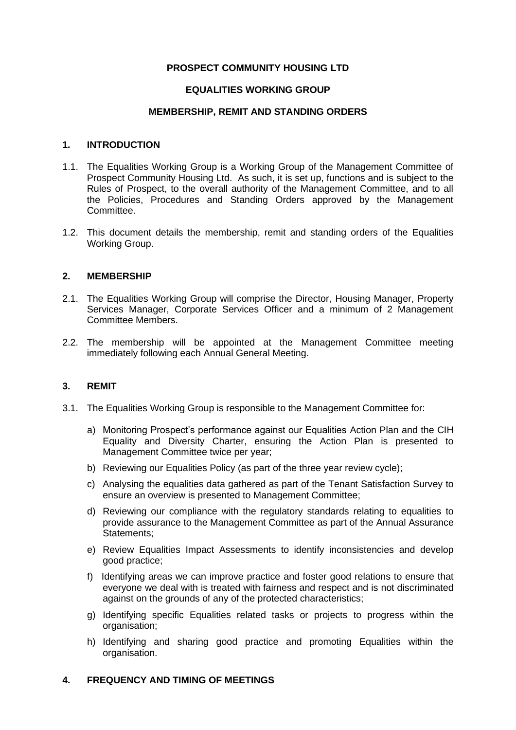**PROSPECT COMMUNITY HOUSING LTD**

**EQUALITIES WORKING GROUP**

**MEMBERSHIP, REMIT AND STANDING ORDERS**

## 1. INTRODUCTION

1.1. The Equalities Working Group is a Working Group of the Management Committee of Prospect Community Housing Ltd. As such, it is set up, functions and is subject to the Rules of Prospect, to the overall authority of the Management Committee, and to all the Policies, Procedures and Standing Orders approved by the Management Committee.

1.2. This document details the membership, remit and standing orders of the Equalities Working Group.

## 2. MEMBERSHIP

2.1. The Equalities Working Group will comprise the Director, Housing Manager, Property Services Manager, Corporate Services Officer and a minimum of 2 Management Committee Members.

2.2. The membership will be appointed at the Management Committee meeting immediately following each Annual General Meeting.

## 3. REMIT

3.1. The Equalities Working Group is responsible to the Management Committee for:

a) Monitoring Prospect's performance against our Equalities Action Plan and the CIH Equality and Diversity Charter, ensuring the Action Plan is presented to Management Committee twice per year;

b) Reviewing our Equalities Policy (as part of the three year review cycle);

c) Analysing the equalities data gathered as part of the Tenant Satisfaction Survey to ensure an overview is presented to Management Committee;

d) Reviewing our compliance with the regulatory standards relating to equalities to provide assurance to the Management Committee as part of the Annual Assurance Statements;

e) Review Equalities Impact Assessments to identify inconsistencies and develop good practice;

f) Identifying areas we can improve practice and foster good relations to ensure that everyone we deal with is treated with fairness and respect and is not discriminated against on the grounds of any of the protected characteristics;

g) Identifying specific Equalities related tasks or projects to progress within the organisation;

h) Identifying and sharing good practice and promoting Equalities within the organisation.

## 4. FREQUENCY AND TIMING OF MEETINGS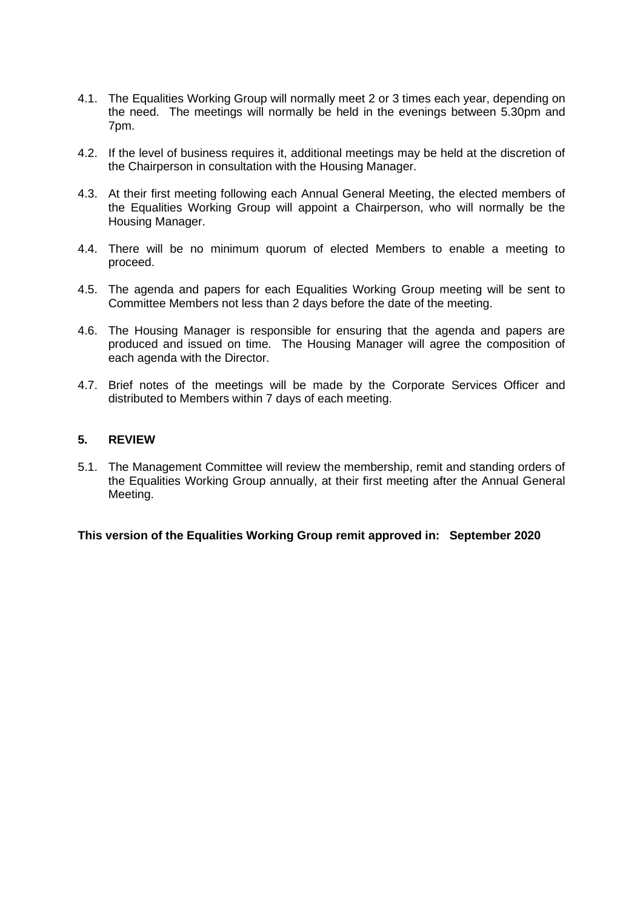4.1. The Equalities Working Group will normally meet 2 or 3 times each year, depending on the need. The meetings will normally be held in the evenings between 5.30pm and 7pm.

4.2. If the level of business requires it, additional meetings may be held at the discretion of the Chairperson in consultation with the Housing Manager.

4.3. At their first meeting following each Annual General Meeting, the elected members of the Equalities Working Group will appoint a Chairperson, who will normally be the Housing Manager.

4.4. There will be no minimum quorum of elected Members to enable a meeting to proceed.

4.5. The agenda and papers for each Equalities Working Group meeting will be sent to Committee Members not less than 2 days before the date of the meeting.

4.6. The Housing Manager is responsible for ensuring that the agenda and papers are produced and issued on time. The Housing Manager will agree the composition of each agenda with the Director.

4.7. Brief notes of the meetings will be made by the Corporate Services Officer and distributed to Members within 7 days of each meeting.

## 5. REVIEW

5.1. The Management Committee will review the membership, remit and standing orders of the Equalities Working Group annually, at their first meeting after the Annual General Meeting.

**This version of the Equalities Working Group remit approved in: September 2020**